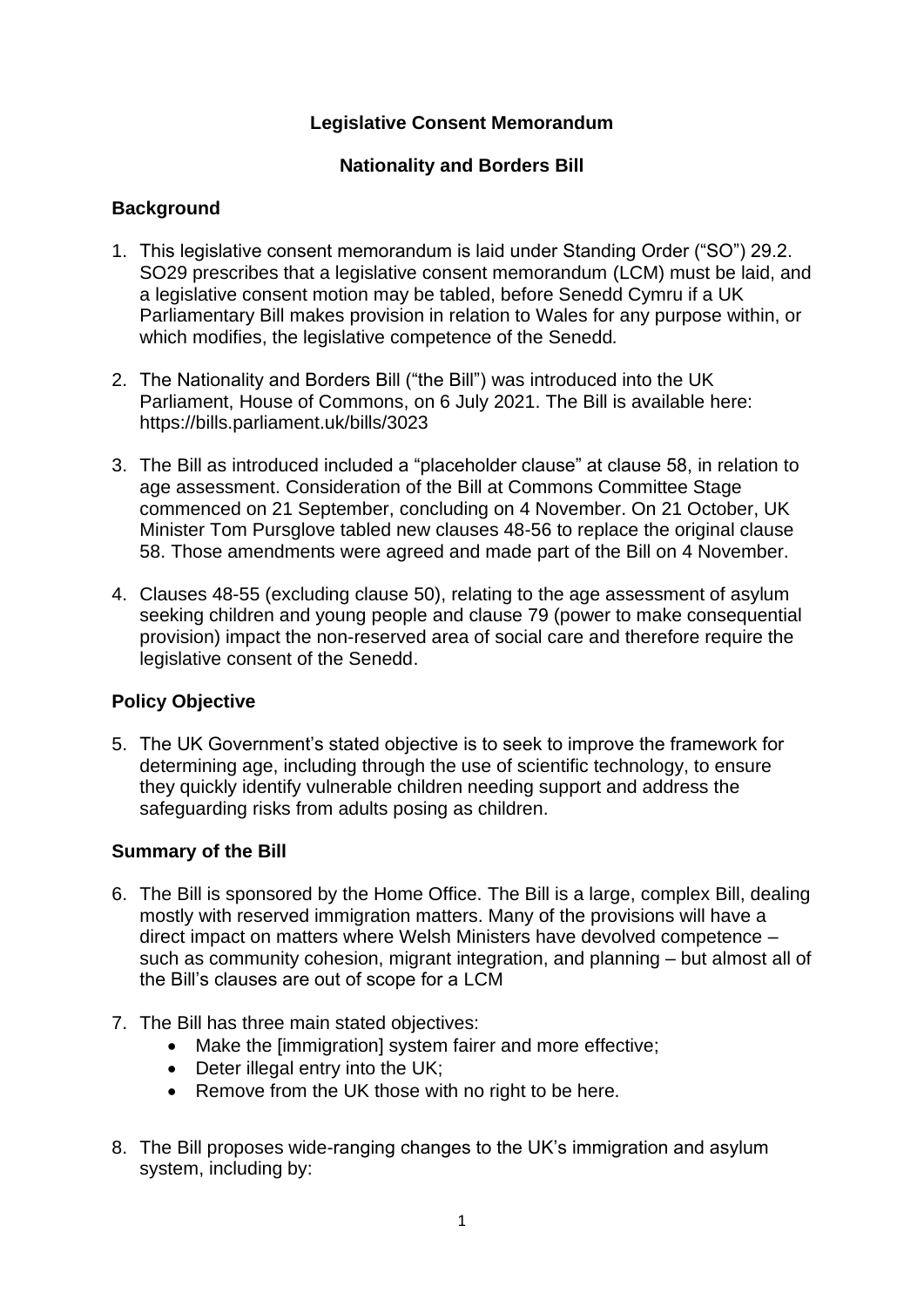# Legislative Consent Memorandum

## Nationality and Borders Bill

### Background

1. This legislative consent memorandum is laid under Standing Order ("SO") 29.2. SO29 prescribes that a legislative consent memorandum (LCM) must be laid, and a legislative consent motion may be tabled, before Senedd Cymru if a UK Parliamentary Bill makes provision in relation to Wales for any purpose within, or which modifies, the legislative competence of the Senedd*.*

2. The Nationality and Borders Bill ("the Bill") was introduced into the UK Parliament, House of Commons, on 6 July 2021. The Bill is available here: https://bills.parliament.uk/bills/3023

3. The Bill as introduced included a "placeholder clause" at clause 58, in relation to age assessment. Consideration of the Bill at Commons Committee Stage commenced on 21 September, concluding on 4 November. On 21 October, UK Minister Tom Pursglove tabled new clauses 48-56 to replace the original clause 58. Those amendments were agreed and made part of the Bill on 4 November.

4. Clauses 48-55 (excluding clause 50), relating to the age assessment of asylum seeking children and young people and clause 79 (power to make consequential provision) impact the non-reserved area of social care and therefore require the legislative consent of the Senedd.

### Policy Objective

5. The UK Government's stated objective is to seek to improve the framework for determining age, including through the use of scientific technology, to ensure they quickly identify vulnerable children needing support and address the safeguarding risks from adults posing as children.

### Summary of the Bill

6. The Bill is sponsored by the Home Office. The Bill is a large, complex Bill, dealing mostly with reserved immigration matters. Many of the provisions will have a direct impact on matters where Welsh Ministers have devolved competence – such as community cohesion, migrant integration, and planning – but almost all of the Bill's clauses are out of scope for a LCM

7. The Bill has three main stated objectives:
   - Make the [immigration] system fairer and more effective;
   - Deter illegal entry into the UK;
   - Remove from the UK those with no right to be here.

8. The Bill proposes wide-ranging changes to the UK's immigration and asylum system, including by: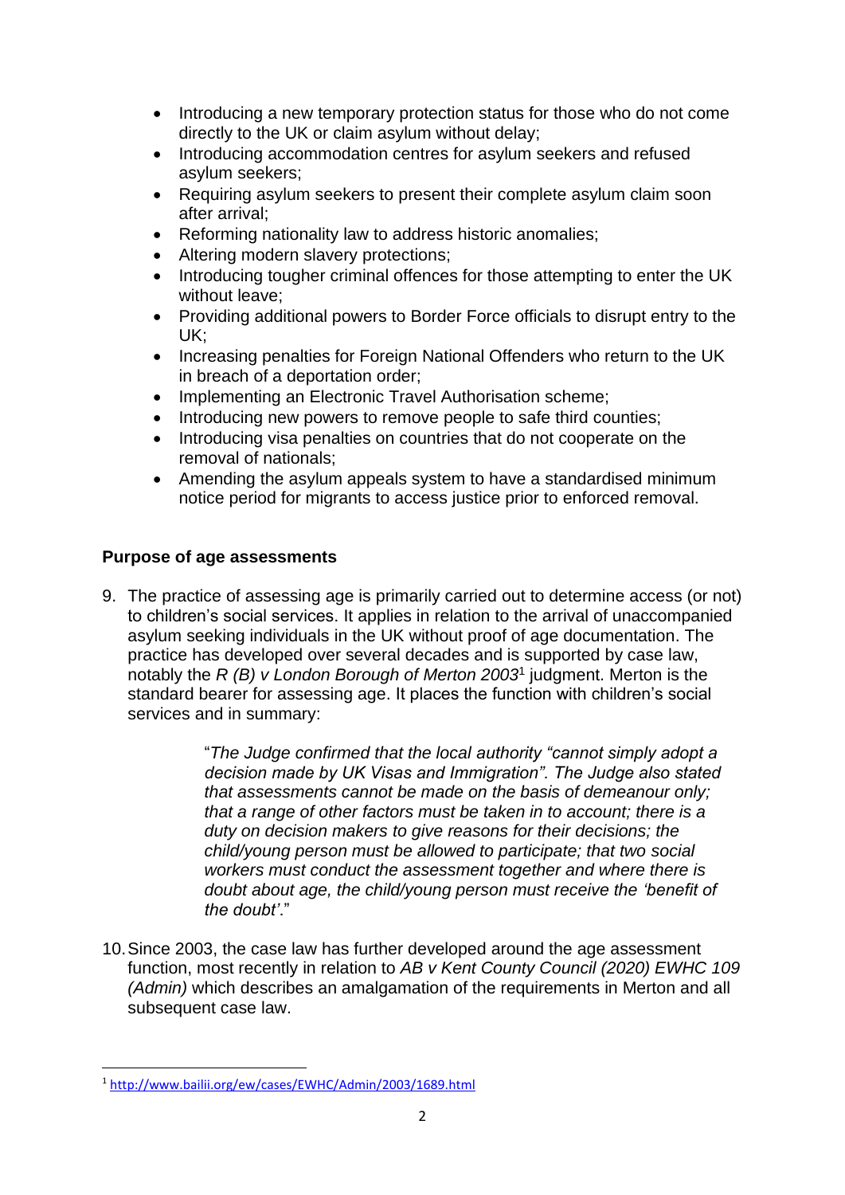- Introducing a new temporary protection status for those who do not come directly to the UK or claim asylum without delay;
- Introducing accommodation centres for asylum seekers and refused asylum seekers;
- Requiring asylum seekers to present their complete asylum claim soon after arrival;
- Reforming nationality law to address historic anomalies;
- Altering modern slavery protections;
- Introducing tougher criminal offences for those attempting to enter the UK without leave;
- Providing additional powers to Border Force officials to disrupt entry to the UK;
- Increasing penalties for Foreign National Offenders who return to the UK in breach of a deportation order;
- Implementing an Electronic Travel Authorisation scheme;
- Introducing new powers to remove people to safe third counties;
- Introducing visa penalties on countries that do not cooperate on the removal of nationals;
- Amending the asylum appeals system to have a standardised minimum notice period for migrants to access justice prior to enforced removal.

### Purpose of age assessments

9. The practice of assessing age is primarily carried out to determine access (or not) to children's social services. It applies in relation to the arrival of unaccompanied asylum seeking individuals in the UK without proof of age documentation. The practice has developed over several decades and is supported by case law, notably the *R (B) v London Borough of Merton 2003*[1] judgment. Merton is the standard bearer for assessing age. It places the function with children's social services and in summary:

   > "*The Judge confirmed that the local authority "cannot simply adopt a decision made by UK Visas and Immigration". The Judge also stated that assessments cannot be made on the basis of demeanour only; that a range of other factors must be taken in to account; there is a duty on decision makers to give reasons for their decisions; the child/young person must be allowed to participate; that two social workers must conduct the assessment together and where there is doubt about age, the child/young person must receive the 'benefit of the doubt'*."

10. Since 2003, the case law has further developed around the age assessment function, most recently in relation to *AB v Kent County Council (2020) EWHC 109 (Admin)* which describes an amalgamation of the requirements in Merton and all subsequent case law.

[1] http://www.bailii.org/ew/cases/EWHC/Admin/2003/1689.html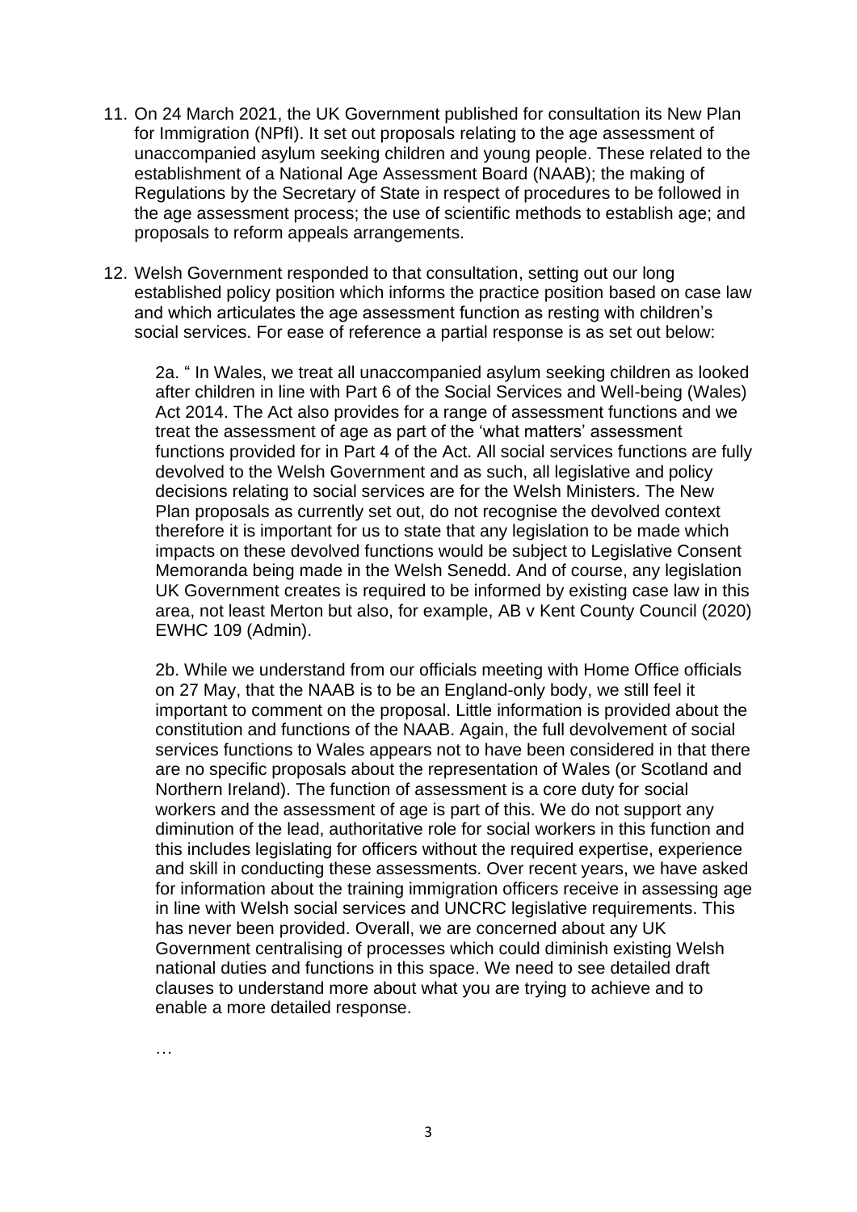11. On 24 March 2021, the UK Government published for consultation its New Plan for Immigration (NPfI). It set out proposals relating to the age assessment of unaccompanied asylum seeking children and young people. These related to the establishment of a National Age Assessment Board (NAAB); the making of Regulations by the Secretary of State in respect of procedures to be followed in the age assessment process; the use of scientific methods to establish age; and proposals to reform appeals arrangements.

12. Welsh Government responded to that consultation, setting out our long established policy position which informs the practice position based on case law and which articulates the age assessment function as resting with children's social services. For ease of reference a partial response is as set out below:

    2a. " In Wales, we treat all unaccompanied asylum seeking children as looked after children in line with Part 6 of the Social Services and Well-being (Wales) Act 2014. The Act also provides for a range of assessment functions and we treat the assessment of age as part of the 'what matters' assessment functions provided for in Part 4 of the Act. All social services functions are fully devolved to the Welsh Government and as such, all legislative and policy decisions relating to social services are for the Welsh Ministers. The New Plan proposals as currently set out, do not recognise the devolved context therefore it is important for us to state that any legislation to be made which impacts on these devolved functions would be subject to Legislative Consent Memoranda being made in the Welsh Senedd. And of course, any legislation UK Government creates is required to be informed by existing case law in this area, not least Merton but also, for example, AB v Kent County Council (2020) EWHC 109 (Admin).

    2b. While we understand from our officials meeting with Home Office officials on 27 May, that the NAAB is to be an England-only body, we still feel it important to comment on the proposal. Little information is provided about the constitution and functions of the NAAB. Again, the full devolvement of social services functions to Wales appears not to have been considered in that there are no specific proposals about the representation of Wales (or Scotland and Northern Ireland). The function of assessment is a core duty for social workers and the assessment of age is part of this. We do not support any diminution of the lead, authoritative role for social workers in this function and this includes legislating for officers without the required expertise, experience and skill in conducting these assessments. Over recent years, we have asked for information about the training immigration officers receive in assessing age in line with Welsh social services and UNCRC legislative requirements. This has never been provided. Overall, we are concerned about any UK Government centralising of processes which could diminish existing Welsh national duties and functions in this space. We need to see detailed draft clauses to understand more about what you are trying to achieve and to enable a more detailed response.

    …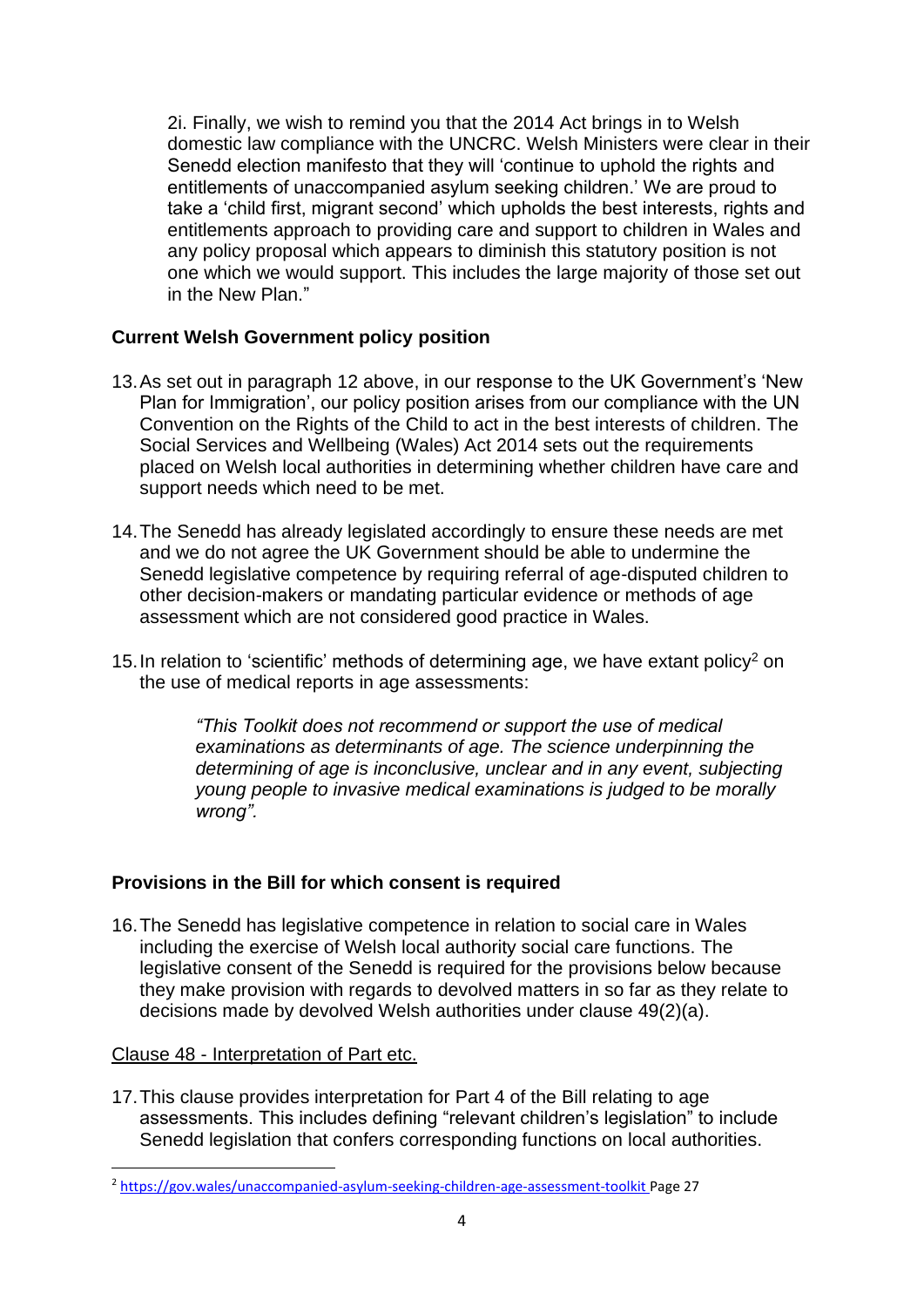2i. Finally, we wish to remind you that the 2014 Act brings in to Welsh domestic law compliance with the UNCRC. Welsh Ministers were clear in their Senedd election manifesto that they will 'continue to uphold the rights and entitlements of unaccompanied asylum seeking children.' We are proud to take a 'child first, migrant second' which upholds the best interests, rights and entitlements approach to providing care and support to children in Wales and any policy proposal which appears to diminish this statutory position is not one which we would support. This includes the large majority of those set out in the New Plan."

## Current Welsh Government policy position

13. As set out in paragraph 12 above, in our response to the UK Government's 'New Plan for Immigration', our policy position arises from our compliance with the UN Convention on the Rights of the Child to act in the best interests of children. The Social Services and Wellbeing (Wales) Act 2014 sets out the requirements placed on Welsh local authorities in determining whether children have care and support needs which need to be met.

14. The Senedd has already legislated accordingly to ensure these needs are met and we do not agree the UK Government should be able to undermine the Senedd legislative competence by requiring referral of age-disputed children to other decision-makers or mandating particular evidence or methods of age assessment which are not considered good practice in Wales.

15. In relation to 'scientific' methods of determining age, we have extant policy[2] on the use of medical reports in age assessments:

> *"This Toolkit does not recommend or support the use of medical examinations as determinants of age. The science underpinning the determining of age is inconclusive, unclear and in any event, subjecting young people to invasive medical examinations is judged to be morally wrong".*

## Provisions in the Bill for which consent is required

16. The Senedd has legislative competence in relation to social care in Wales including the exercise of Welsh local authority social care functions. The legislative consent of the Senedd is required for the provisions below because they make provision with regards to devolved matters in so far as they relate to decisions made by devolved Welsh authorities under clause 49(2)(a).

Clause 48 - Interpretation of Part etc.

17. This clause provides interpretation for Part 4 of the Bill relating to age assessments. This includes defining "relevant children's legislation" to include Senedd legislation that confers corresponding functions on local authorities.

[2] https://gov.wales/unaccompanied-asylum-seeking-children-age-assessment-toolkit Page 27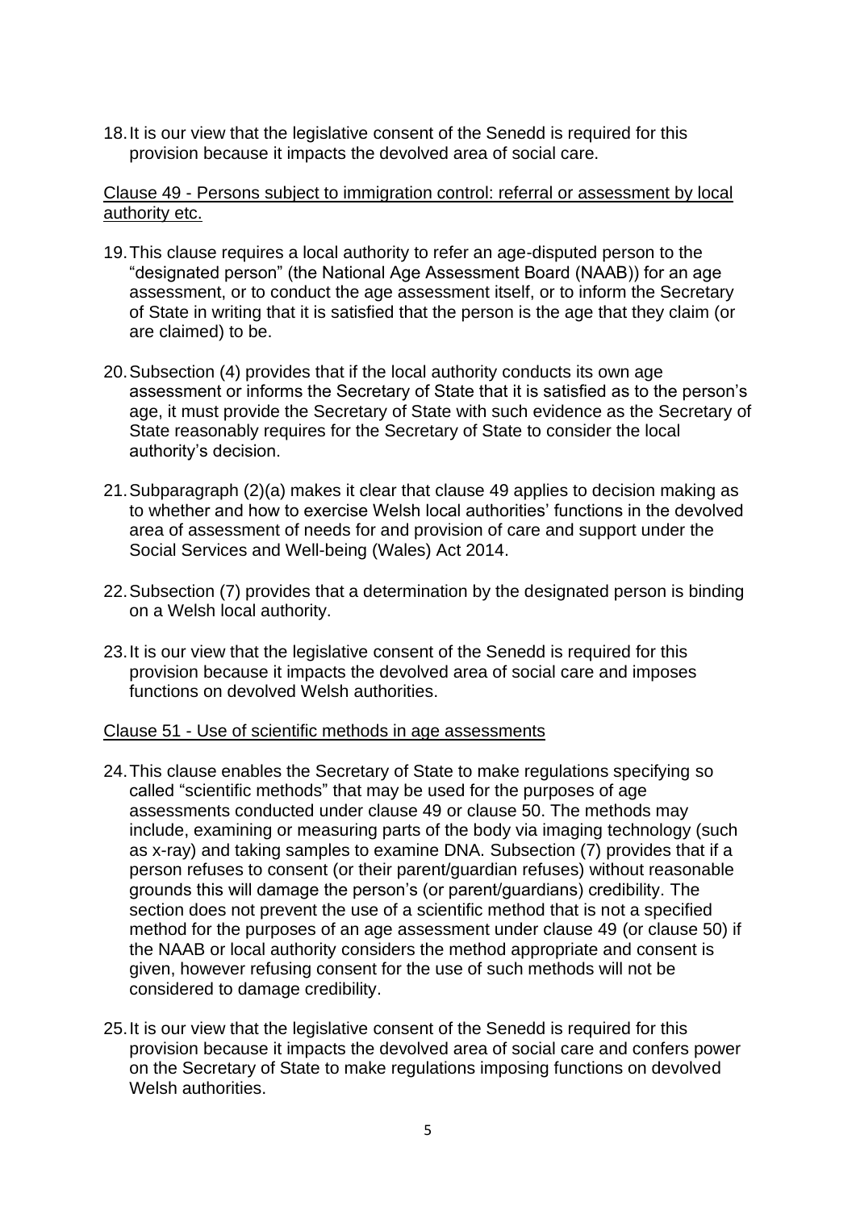18. It is our view that the legislative consent of the Senedd is required for this provision because it impacts the devolved area of social care.

Clause 49 - Persons subject to immigration control: referral or assessment by local authority etc.

19. This clause requires a local authority to refer an age-disputed person to the "designated person" (the National Age Assessment Board (NAAB)) for an age assessment, or to conduct the age assessment itself, or to inform the Secretary of State in writing that it is satisfied that the person is the age that they claim (or are claimed) to be.

20. Subsection (4) provides that if the local authority conducts its own age assessment or informs the Secretary of State that it is satisfied as to the person's age, it must provide the Secretary of State with such evidence as the Secretary of State reasonably requires for the Secretary of State to consider the local authority's decision.

21. Subparagraph (2)(a) makes it clear that clause 49 applies to decision making as to whether and how to exercise Welsh local authorities' functions in the devolved area of assessment of needs for and provision of care and support under the Social Services and Well-being (Wales) Act 2014.

22. Subsection (7) provides that a determination by the designated person is binding on a Welsh local authority.

23. It is our view that the legislative consent of the Senedd is required for this provision because it impacts the devolved area of social care and imposes functions on devolved Welsh authorities.

Clause 51 - Use of scientific methods in age assessments

24. This clause enables the Secretary of State to make regulations specifying so called "scientific methods" that may be used for the purposes of age assessments conducted under clause 49 or clause 50. The methods may include, examining or measuring parts of the body via imaging technology (such as x-ray) and taking samples to examine DNA. Subsection (7) provides that if a person refuses to consent (or their parent/guardian refuses) without reasonable grounds this will damage the person's (or parent/guardians) credibility. The section does not prevent the use of a scientific method that is not a specified method for the purposes of an age assessment under clause 49 (or clause 50) if the NAAB or local authority considers the method appropriate and consent is given, however refusing consent for the use of such methods will not be considered to damage credibility.

25. It is our view that the legislative consent of the Senedd is required for this provision because it impacts the devolved area of social care and confers power on the Secretary of State to make regulations imposing functions on devolved Welsh authorities.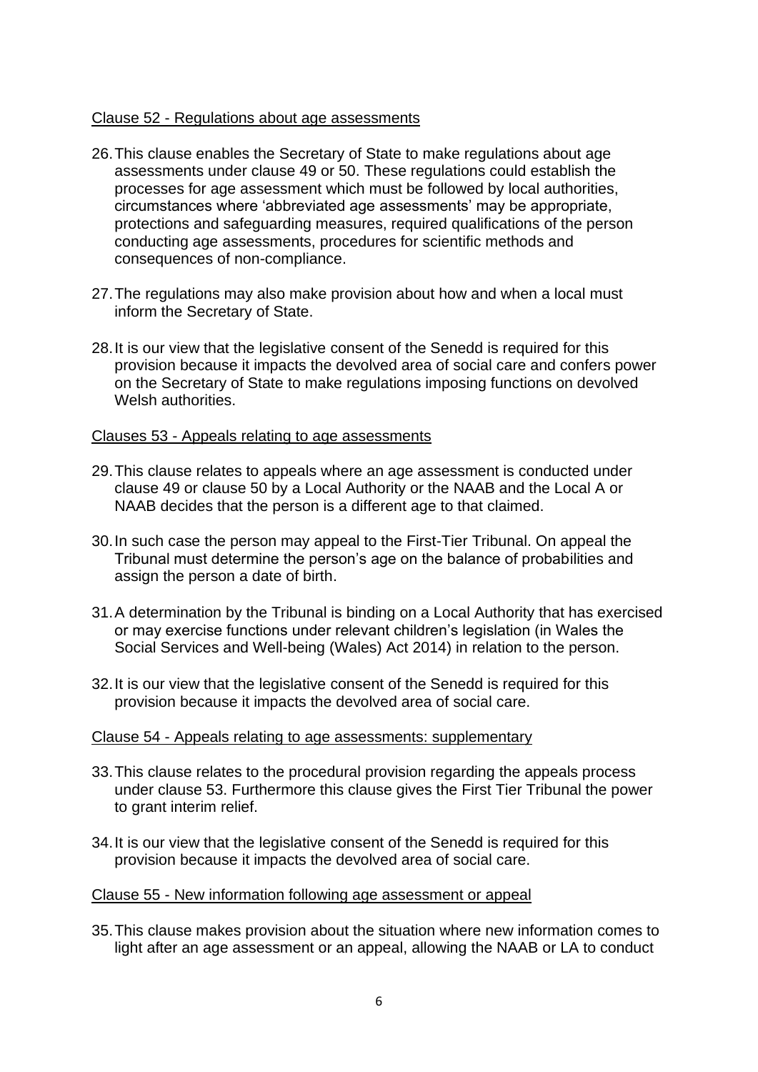Clause 52 - Regulations about age assessments

26. This clause enables the Secretary of State to make regulations about age assessments under clause 49 or 50. These regulations could establish the processes for age assessment which must be followed by local authorities, circumstances where 'abbreviated age assessments' may be appropriate, protections and safeguarding measures, required qualifications of the person conducting age assessments, procedures for scientific methods and consequences of non-compliance.

27. The regulations may also make provision about how and when a local must inform the Secretary of State.

28. It is our view that the legislative consent of the Senedd is required for this provision because it impacts the devolved area of social care and confers power on the Secretary of State to make regulations imposing functions on devolved Welsh authorities.

Clauses 53 - Appeals relating to age assessments

29. This clause relates to appeals where an age assessment is conducted under clause 49 or clause 50 by a Local Authority or the NAAB and the Local A or NAAB decides that the person is a different age to that claimed.

30. In such case the person may appeal to the First-Tier Tribunal. On appeal the Tribunal must determine the person's age on the balance of probabilities and assign the person a date of birth.

31. A determination by the Tribunal is binding on a Local Authority that has exercised or may exercise functions under relevant children's legislation (in Wales the Social Services and Well-being (Wales) Act 2014) in relation to the person.

32. It is our view that the legislative consent of the Senedd is required for this provision because it impacts the devolved area of social care.

Clause 54 - Appeals relating to age assessments: supplementary

33. This clause relates to the procedural provision regarding the appeals process under clause 53. Furthermore this clause gives the First Tier Tribunal the power to grant interim relief.

34. It is our view that the legislative consent of the Senedd is required for this provision because it impacts the devolved area of social care.

Clause 55 - New information following age assessment or appeal

35. This clause makes provision about the situation where new information comes to light after an age assessment or an appeal, allowing the NAAB or LA to conduct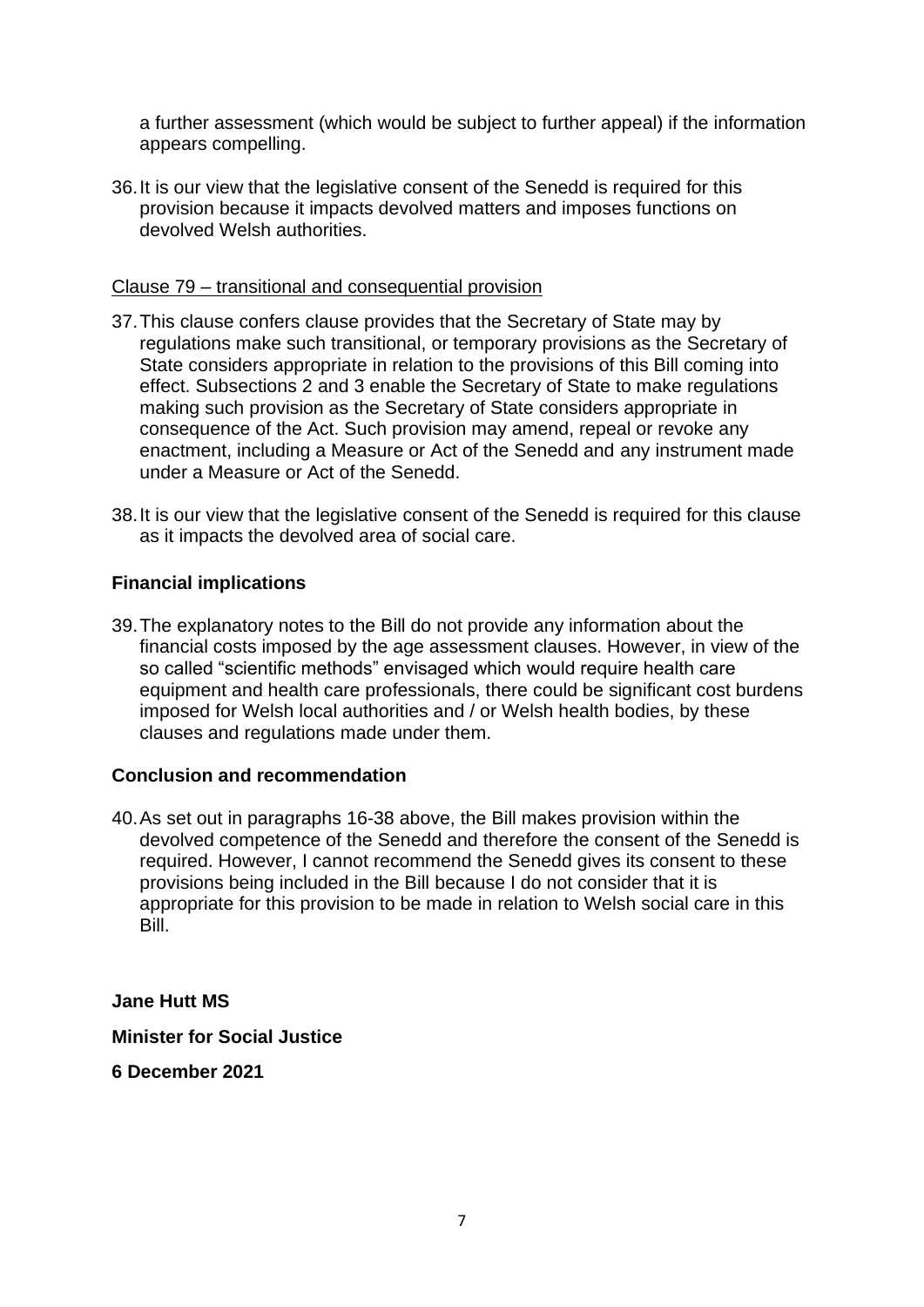a further assessment (which would be subject to further appeal) if the information appears compelling.

36. It is our view that the legislative consent of the Senedd is required for this provision because it impacts devolved matters and imposes functions on devolved Welsh authorities.

<u>Clause 79 – transitional and consequential provision</u>

37. This clause confers clause provides that the Secretary of State may by regulations make such transitional, or temporary provisions as the Secretary of State considers appropriate in relation to the provisions of this Bill coming into effect. Subsections 2 and 3 enable the Secretary of State to make regulations making such provision as the Secretary of State considers appropriate in consequence of the Act. Such provision may amend, repeal or revoke any enactment, including a Measure or Act of the Senedd and any instrument made under a Measure or Act of the Senedd.

38. It is our view that the legislative consent of the Senedd is required for this clause as it impacts the devolved area of social care.

**Financial implications**

39. The explanatory notes to the Bill do not provide any information about the financial costs imposed by the age assessment clauses. However, in view of the so called "scientific methods" envisaged which would require health care equipment and health care professionals, there could be significant cost burdens imposed for Welsh local authorities and / or Welsh health bodies, by these clauses and regulations made under them.

**Conclusion and recommendation**

40. As set out in paragraphs 16-38 above, the Bill makes provision within the devolved competence of the Senedd and therefore the consent of the Senedd is required. However, I cannot recommend the Senedd gives its consent to these provisions being included in the Bill because I do not consider that it is appropriate for this provision to be made in relation to Welsh social care in this Bill.

**Jane Hutt MS**

**Minister for Social Justice**

**6 December 2021**